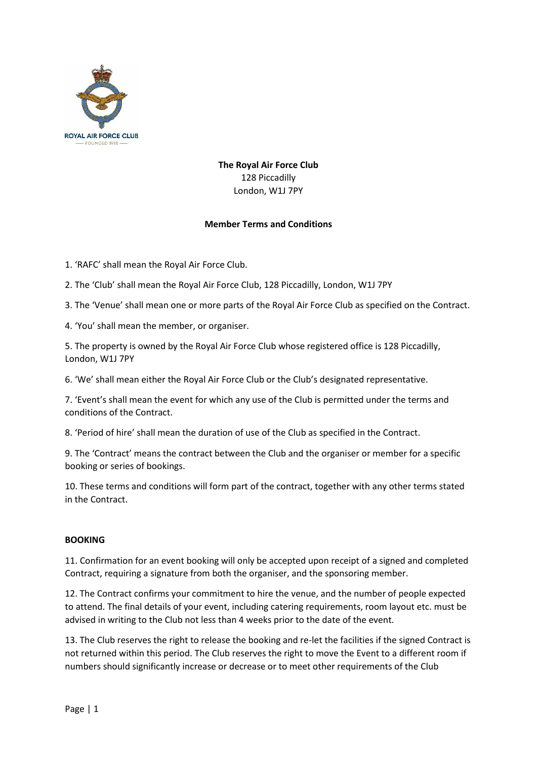**The Royal Air Force Club**
128 Piccadilly
London, W1J 7PY

**Member Terms and Conditions**

1. 'RAFC' shall mean the Royal Air Force Club.

2. The 'Club' shall mean the Royal Air Force Club, 128 Piccadilly, London, W1J 7PY

3. The 'Venue' shall mean one or more parts of the Royal Air Force Club as specified on the Contract.

4. 'You' shall mean the member, or organiser.

5. The property is owned by the Royal Air Force Club whose registered office is 128 Piccadilly, London, W1J 7PY

6. 'We' shall mean either the Royal Air Force Club or the Club's designated representative.

7. 'Event's shall mean the event for which any use of the Club is permitted under the terms and conditions of the Contract.

8. 'Period of hire' shall mean the duration of use of the Club as specified in the Contract.

9. The 'Contract' means the contract between the Club and the organiser or member for a specific booking or series of bookings.

10. These terms and conditions will form part of the contract, together with any other terms stated in the Contract.

**BOOKING**

11. Confirmation for an event booking will only be accepted upon receipt of a signed and completed Contract, requiring a signature from both the organiser, and the sponsoring member.

12. The Contract confirms your commitment to hire the venue, and the number of people expected to attend. The final details of your event, including catering requirements, room layout etc. must be advised in writing to the Club not less than 4 weeks prior to the date of the event.

13. The Club reserves the right to release the booking and re-let the facilities if the signed Contract is not returned within this period. The Club reserves the right to move the Event to a different room if numbers should significantly increase or decrease or to meet other requirements of the Club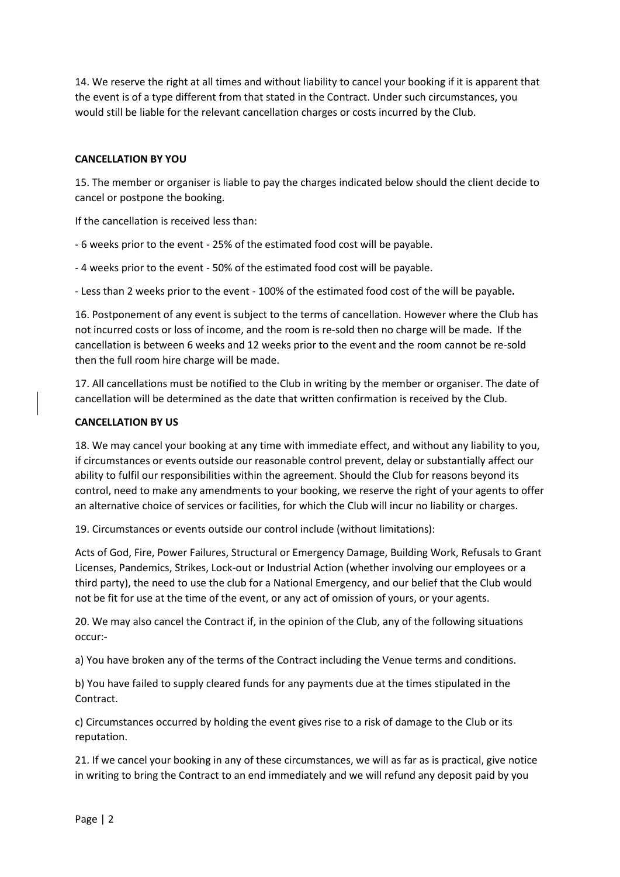14. We reserve the right at all times and without liability to cancel your booking if it is apparent that the event is of a type different from that stated in the Contract. Under such circumstances, you would still be liable for the relevant cancellation charges or costs incurred by the Club.

**CANCELLATION BY YOU**

15. The member or organiser is liable to pay the charges indicated below should the client decide to cancel or postpone the booking.

If the cancellation is received less than:

- 6 weeks prior to the event - 25% of the estimated food cost will be payable.
- 4 weeks prior to the event - 50% of the estimated food cost will be payable.
- Less than 2 weeks prior to the event - 100% of the estimated food cost of the will be payable**.**

16. Postponement of any event is subject to the terms of cancellation. However where the Club has not incurred costs or loss of income, and the room is re-sold then no charge will be made. If the cancellation is between 6 weeks and 12 weeks prior to the event and the room cannot be re-sold then the full room hire charge will be made.

17. All cancellations must be notified to the Club in writing by the member or organiser. The date of cancellation will be determined as the date that written confirmation is received by the Club.

**CANCELLATION BY US**

18. We may cancel your booking at any time with immediate effect, and without any liability to you, if circumstances or events outside our reasonable control prevent, delay or substantially affect our ability to fulfil our responsibilities within the agreement. Should the Club for reasons beyond its control, need to make any amendments to your booking, we reserve the right of your agents to offer an alternative choice of services or facilities, for which the Club will incur no liability or charges.

19. Circumstances or events outside our control include (without limitations):

Acts of God, Fire, Power Failures, Structural or Emergency Damage, Building Work, Refusals to Grant Licenses, Pandemics, Strikes, Lock-out or Industrial Action (whether involving our employees or a third party), the need to use the club for a National Emergency, and our belief that the Club would not be fit for use at the time of the event, or any act of omission of yours, or your agents.

20. We may also cancel the Contract if, in the opinion of the Club, any of the following situations occur:-

a) You have broken any of the terms of the Contract including the Venue terms and conditions.

b) You have failed to supply cleared funds for any payments due at the times stipulated in the Contract.

c) Circumstances occurred by holding the event gives rise to a risk of damage to the Club or its reputation.

21. If we cancel your booking in any of these circumstances, we will as far as is practical, give notice in writing to bring the Contract to an end immediately and we will refund any deposit paid by you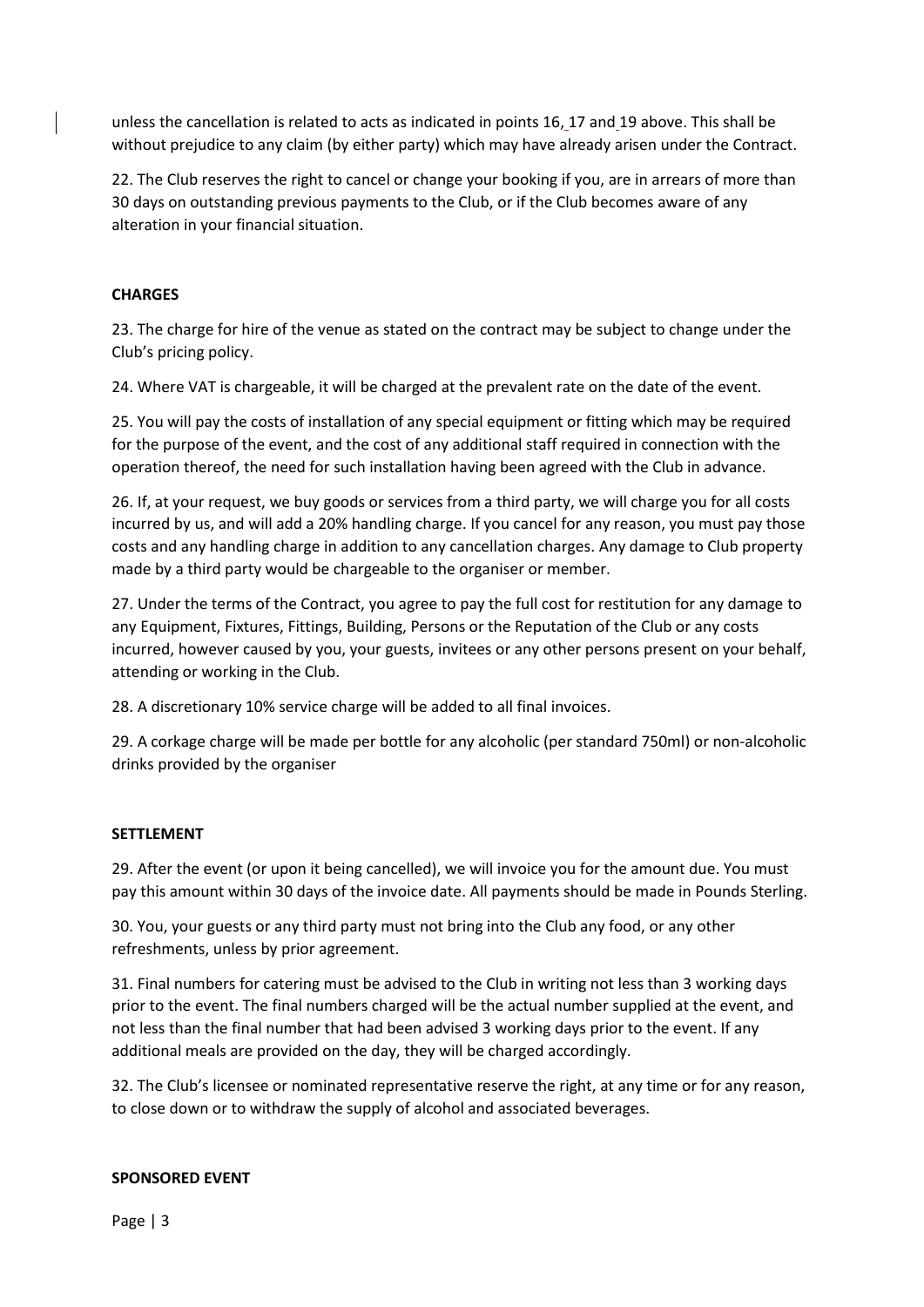unless the cancellation is related to acts as indicated in points 16, 17 and 19 above. This shall be without prejudice to any claim (by either party) which may have already arisen under the Contract.

22. The Club reserves the right to cancel or change your booking if you, are in arrears of more than 30 days on outstanding previous payments to the Club, or if the Club becomes aware of any alteration in your financial situation.

**CHARGES**

23. The charge for hire of the venue as stated on the contract may be subject to change under the Club's pricing policy.

24. Where VAT is chargeable, it will be charged at the prevalent rate on the date of the event.

25. You will pay the costs of installation of any special equipment or fitting which may be required for the purpose of the event, and the cost of any additional staff required in connection with the operation thereof, the need for such installation having been agreed with the Club in advance.

26. If, at your request, we buy goods or services from a third party, we will charge you for all costs incurred by us, and will add a 20% handling charge. If you cancel for any reason, you must pay those costs and any handling charge in addition to any cancellation charges. Any damage to Club property made by a third party would be chargeable to the organiser or member.

27. Under the terms of the Contract, you agree to pay the full cost for restitution for any damage to any Equipment, Fixtures, Fittings, Building, Persons or the Reputation of the Club or any costs incurred, however caused by you, your guests, invitees or any other persons present on your behalf, attending or working in the Club.

28. A discretionary 10% service charge will be added to all final invoices.

29. A corkage charge will be made per bottle for any alcoholic (per standard 750ml) or non-alcoholic drinks provided by the organiser

**SETTLEMENT**

29. After the event (or upon it being cancelled), we will invoice you for the amount due. You must pay this amount within 30 days of the invoice date. All payments should be made in Pounds Sterling.

30. You, your guests or any third party must not bring into the Club any food, or any other refreshments, unless by prior agreement.

31. Final numbers for catering must be advised to the Club in writing not less than 3 working days prior to the event. The final numbers charged will be the actual number supplied at the event, and not less than the final number that had been advised 3 working days prior to the event. If any additional meals are provided on the day, they will be charged accordingly.

32. The Club's licensee or nominated representative reserve the right, at any time or for any reason, to close down or to withdraw the supply of alcohol and associated beverages.

**SPONSORED EVENT**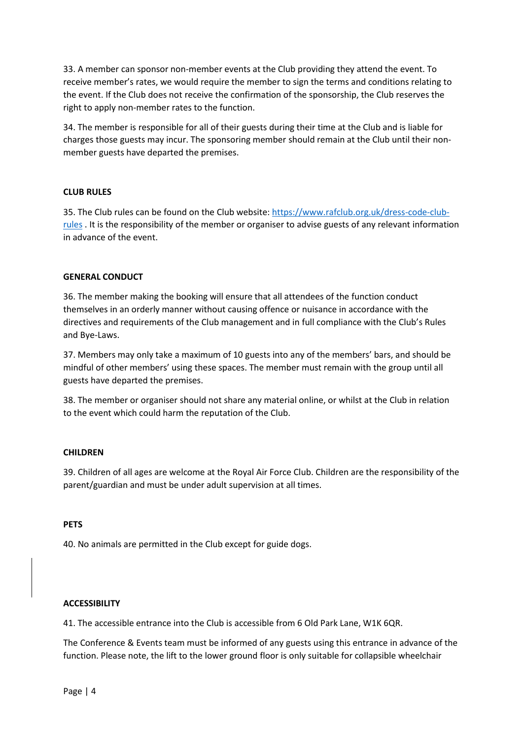33. A member can sponsor non-member events at the Club providing they attend the event. To receive member's rates, we would require the member to sign the terms and conditions relating to the event. If the Club does not receive the confirmation of the sponsorship, the Club reserves the right to apply non-member rates to the function.

34. The member is responsible for all of their guests during their time at the Club and is liable for charges those guests may incur. The sponsoring member should remain at the Club until their non-member guests have departed the premises.

**CLUB RULES**

35. The Club rules can be found on the Club website: [https://www.rafclub.org.uk/dress-code-club-rules](https://www.rafclub.org.uk/dress-code-club-rules) . It is the responsibility of the member or organiser to advise guests of any relevant information in advance of the event.

**GENERAL CONDUCT**

36. The member making the booking will ensure that all attendees of the function conduct themselves in an orderly manner without causing offence or nuisance in accordance with the directives and requirements of the Club management and in full compliance with the Club's Rules and Bye-Laws.

37. Members may only take a maximum of 10 guests into any of the members' bars, and should be mindful of other members' using these spaces. The member must remain with the group until all guests have departed the premises.

38. The member or organiser should not share any material online, or whilst at the Club in relation to the event which could harm the reputation of the Club.

**CHILDREN**

39. Children of all ages are welcome at the Royal Air Force Club. Children are the responsibility of the parent/guardian and must be under adult supervision at all times.

**PETS**

40. No animals are permitted in the Club except for guide dogs.

**ACCESSIBILITY**

41. The accessible entrance into the Club is accessible from 6 Old Park Lane, W1K 6QR.

The Conference & Events team must be informed of any guests using this entrance in advance of the function. Please note, the lift to the lower ground floor is only suitable for collapsible wheelchair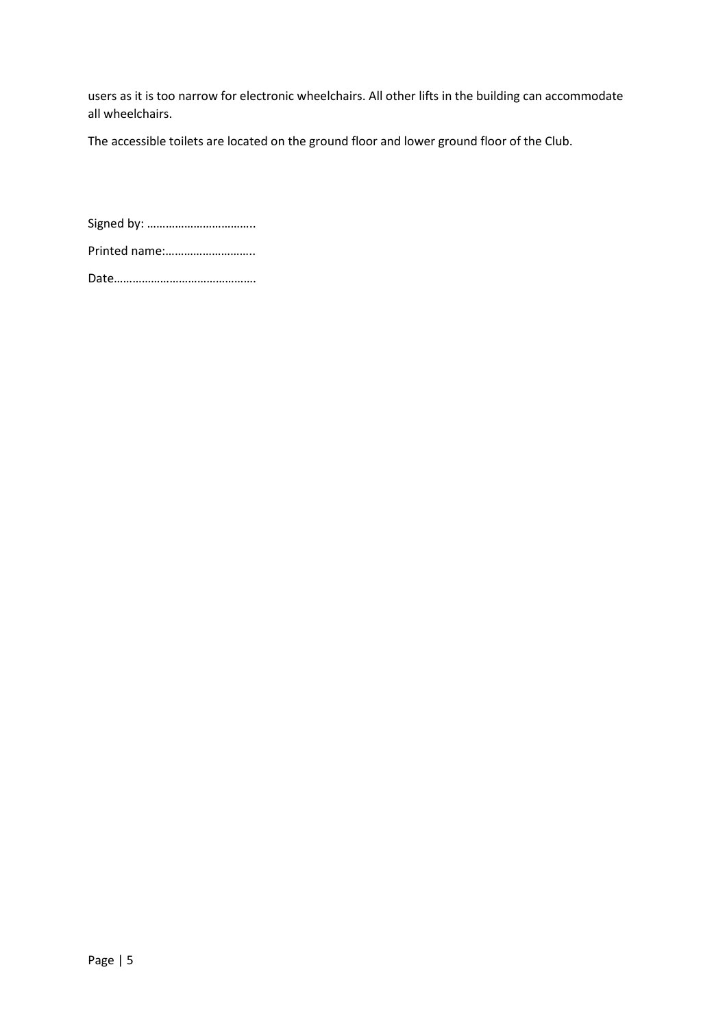users as it is too narrow for electronic wheelchairs. All other lifts in the building can accommodate all wheelchairs.

The accessible toilets are located on the ground floor and lower ground floor of the Club.

Signed by: ……………………………..

Printed name:………………………..

Date……………………………………….